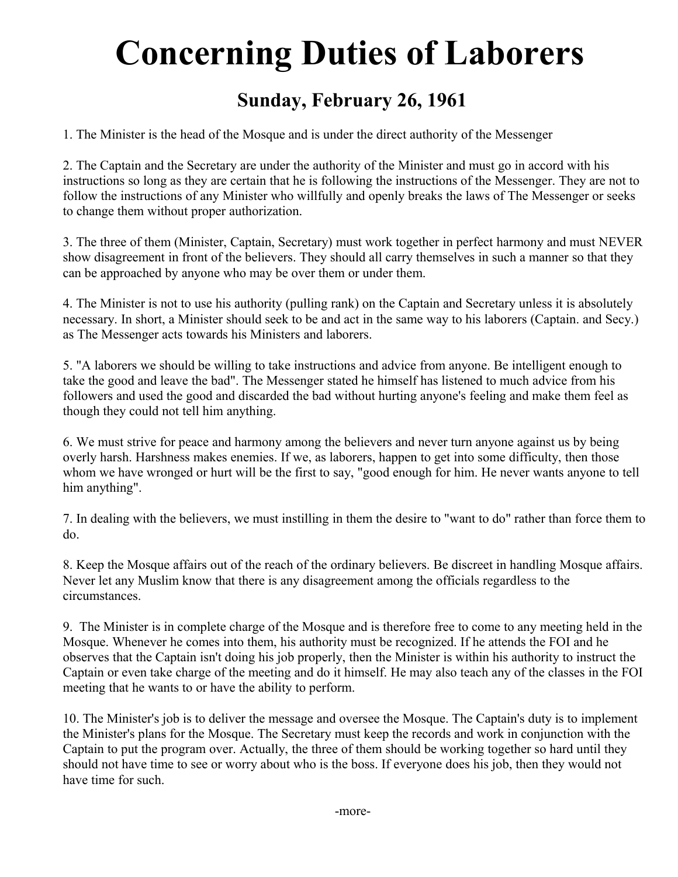# Concerning Duties of Laborers

## Sunday, February 26, 1961

1. The Minister is the head of the Mosque and is under the direct authority of the Messenger

2. The Captain and the Secretary are under the authority of the Minister and must go in accord with his instructions so long as they are certain that he is following the instructions of the Messenger. They are not to follow the instructions of any Minister who willfully and openly breaks the laws of The Messenger or seeks to change them without proper authorization.

3. The three of them (Minister, Captain, Secretary) must work together in perfect harmony and must NEVER show disagreement in front of the believers. They should all carry themselves in such a manner so that they can be approached by anyone who may be over them or under them.

4. The Minister is not to use his authority (pulling rank) on the Captain and Secretary unless it is absolutely necessary. In short, a Minister should seek to be and act in the same way to his laborers (Captain. and Secy.) as The Messenger acts towards his Ministers and laborers.

5. "A laborers we should be willing to take instructions and advice from anyone. Be intelligent enough to take the good and leave the bad". The Messenger stated he himself has listened to much advice from his followers and used the good and discarded the bad without hurting anyone's feeling and make them feel as though they could not tell him anything.

6. We must strive for peace and harmony among the believers and never turn anyone against us by being overly harsh. Harshness makes enemies. If we, as laborers, happen to get into some difficulty, then those whom we have wronged or hurt will be the first to say, "good enough for him. He never wants anyone to tell him anything".

7. In dealing with the believers, we must instilling in them the desire to "want to do" rather than force them to do.

8. Keep the Mosque affairs out of the reach of the ordinary believers. Be discreet in handling Mosque affairs. Never let any Muslim know that there is any disagreement among the officials regardless to the circumstances.

9. The Minister is in complete charge of the Mosque and is therefore free to come to any meeting held in the Mosque. Whenever he comes into them, his authority must be recognized. If he attends the FOI and he observes that the Captain isn't doing his job properly, then the Minister is within his authority to instruct the Captain or even take charge of the meeting and do it himself. He may also teach any of the classes in the FOI meeting that he wants to or have the ability to perform.

10. The Minister's job is to deliver the message and oversee the Mosque. The Captain's duty is to implement the Minister's plans for the Mosque. The Secretary must keep the records and work in conjunction with the Captain to put the program over. Actually, the three of them should be working together so hard until they should not have time to see or worry about who is the boss. If everyone does his job, then they would not have time for such.

-more-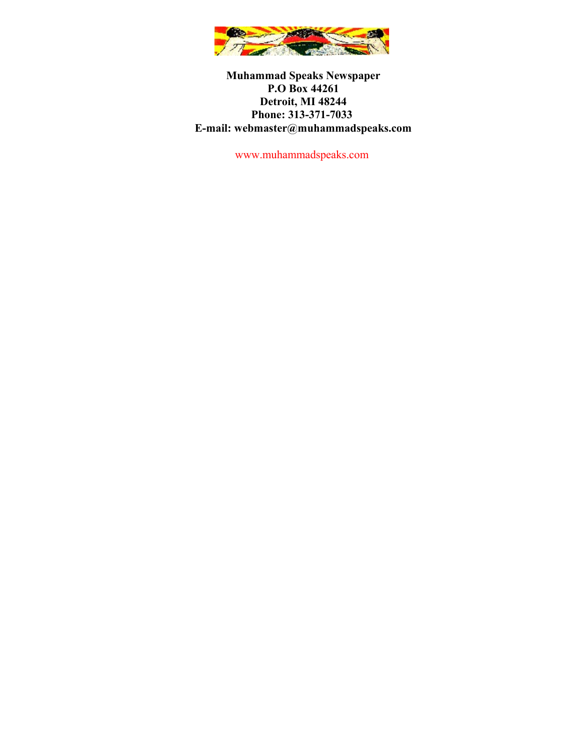**Muhammad Speaks Newspaper**
**P.O Box 44261**
**Detroit, MI 48244**
**Phone: 313-371-7033**
**E-mail: webmaster@muhammadspeaks.com**

www.muhammadspeaks.com